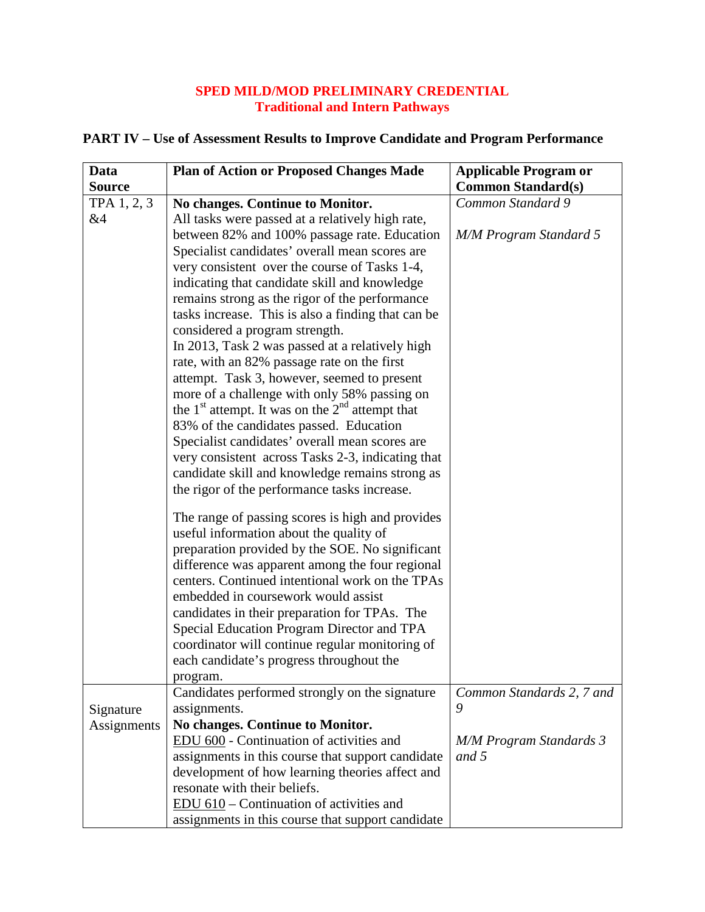# SPED MILD/MOD PRELIMINARY CREDENTIAL
## Traditional and Intern Pathways

## PART IV – Use of Assessment Results to Improve Candidate and Program Performance

| Data Source | Plan of Action or Proposed Changes Made | Applicable Program or Common Standard(s) |
|---|---|---|
| TPA 1, 2, 3 &4 | **No changes. Continue to Monitor.** All tasks were passed at a relatively high rate, between 82% and 100% passage rate. Education Specialist candidates' overall mean scores are very consistent over the course of Tasks 1-4, indicating that candidate skill and knowledge remains strong as the rigor of the performance tasks increase. This is also a finding that can be considered a program strength. In 2013, Task 2 was passed at a relatively high rate, with an 82% passage rate on the first attempt. Task 3, however, seemed to present more of a challenge with only 58% passing on the 1st attempt. It was on the 2nd attempt that 83% of the candidates passed. Education Specialist candidates' overall mean scores are very consistent across Tasks 2-3, indicating that candidate skill and knowledge remains strong as the rigor of the performance tasks increase.<br><br>The range of passing scores is high and provides useful information about the quality of preparation provided by the SOE. No significant difference was apparent among the four regional centers. Continued intentional work on the TPAs embedded in coursework would assist candidates in their preparation for TPAs. The Special Education Program Director and TPA coordinator will continue regular monitoring of each candidate's progress throughout the program. | *Common Standard 9*<br><br>*M/M Program Standard 5* |
| Signature Assignments | Candidates performed strongly on the signature assignments.<br>**No changes. Continue to Monitor.**<br>EDU 600 - Continuation of activities and assignments in this course that support candidate development of how learning theories affect and resonate with their beliefs.<br>EDU 610 – Continuation of activities and assignments in this course that support candidate | *Common Standards 2, 7 and 9*<br><br>*M/M Program Standards 3 and 5* |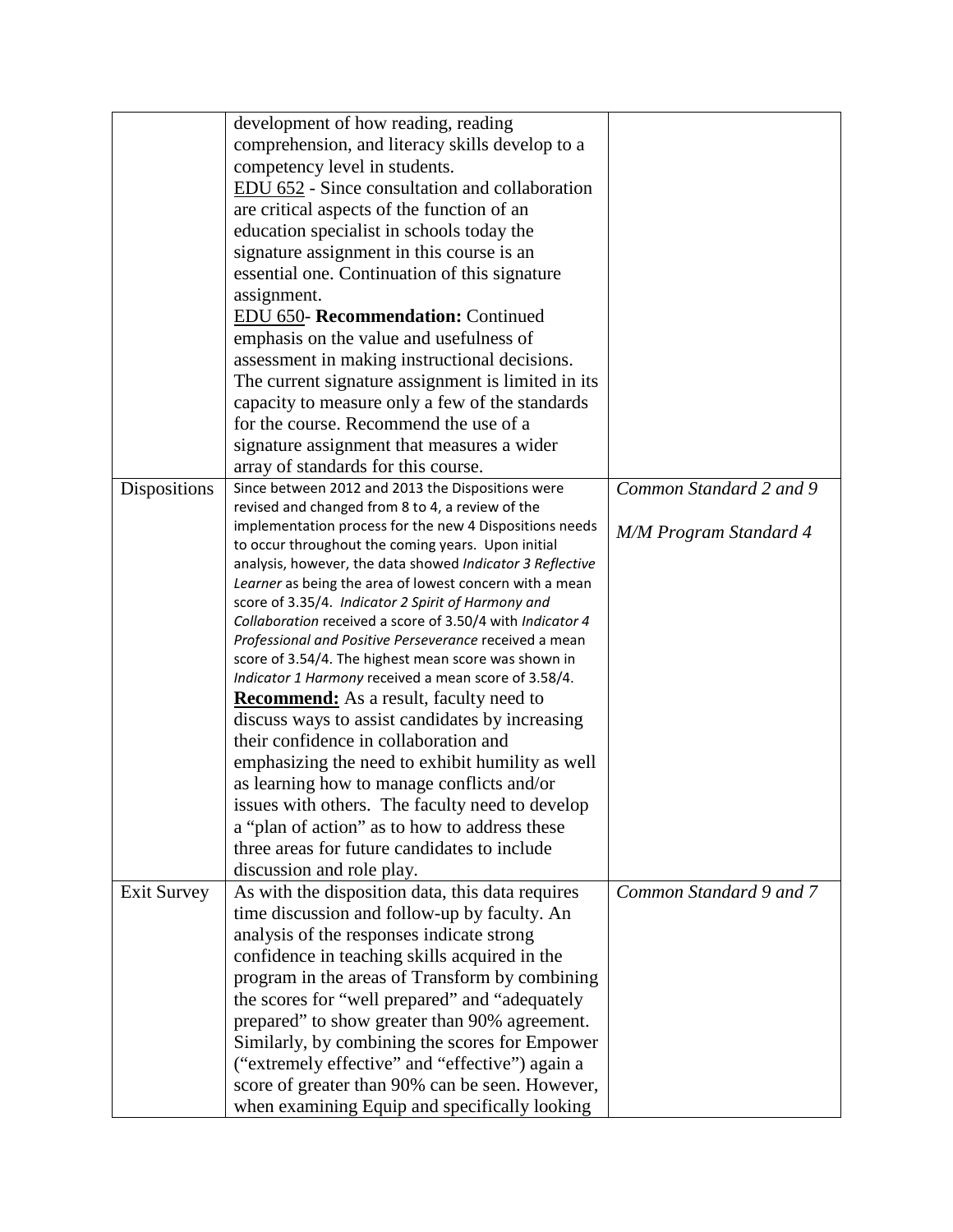| | | |
|---|---|---|
| | development of how reading, reading comprehension, and literacy skills develop to a competency level in students.<br>EDU 652 - Since consultation and collaboration are critical aspects of the function of an education specialist in schools today the signature assignment in this course is an essential one. Continuation of this signature assignment.<br>EDU 650- **Recommendation:** Continued emphasis on the value and usefulness of assessment in making instructional decisions. The current signature assignment is limited in its capacity to measure only a few of the standards for the course. Recommend the use of a signature assignment that measures a wider array of standards for this course. | |
| Dispositions | Since between 2012 and 2013 the Dispositions were revised and changed from 8 to 4, a review of the implementation process for the new 4 Dispositions needs to occur throughout the coming years. Upon initial analysis, however, the data showed *Indicator 3 Reflective Learner* as being the area of lowest concern with a mean score of 3.35/4. *Indicator 2 Spirit of Harmony and Collaboration* received a score of 3.50/4 with *Indicator 4 Professional and Positive Perseverance* received a mean score of 3.54/4. The highest mean score was shown in *Indicator 1 Harmony* received a mean score of 3.58/4.<br>**Recommend:** As a result, faculty need to discuss ways to assist candidates by increasing their confidence in collaboration and emphasizing the need to exhibit humility as well as learning how to manage conflicts and/or issues with others. The faculty need to develop a "plan of action" as to how to address these three areas for future candidates to include discussion and role play. | *Common Standard 2 and 9*<br><br>*M/M Program Standard 4* |
| Exit Survey | As with the disposition data, this data requires time discussion and follow-up by faculty. An analysis of the responses indicate strong confidence in teaching skills acquired in the program in the areas of Transform by combining the scores for "well prepared" and "adequately prepared" to show greater than 90% agreement. Similarly, by combining the scores for Empower ("extremely effective" and "effective") again a score of greater than 90% can be seen. However, when examining Equip and specifically looking | *Common Standard 9 and 7* |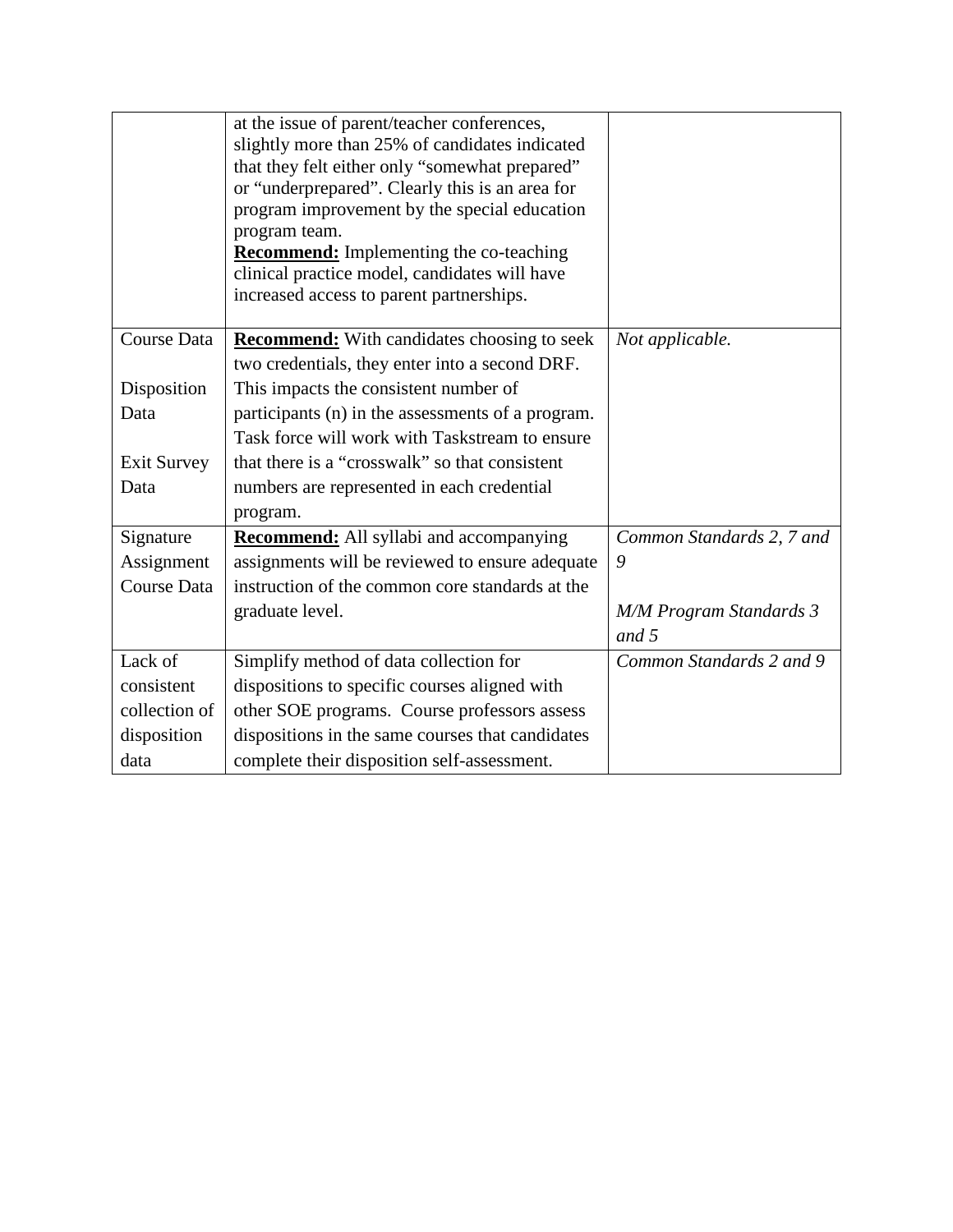| | | |
|---|---|---|
| | at the issue of parent/teacher conferences, slightly more than 25% of candidates indicated that they felt either only "somewhat prepared" or "underprepared". Clearly this is an area for program improvement by the special education program team.<br>**Recommend:** Implementing the co-teaching clinical practice model, candidates will have increased access to parent partnerships. | |
| Course Data<br><br>Disposition Data<br><br>Exit Survey Data | **Recommend:** With candidates choosing to seek two credentials, they enter into a second DRF. This impacts the consistent number of participants (n) in the assessments of a program. Task force will work with Taskstream to ensure that there is a "crosswalk" so that consistent numbers are represented in each credential program. | *Not applicable.* |
| Signature Assignment Course Data | **Recommend:** All syllabi and accompanying assignments will be reviewed to ensure adequate instruction of the common core standards at the graduate level. | *Common Standards 2, 7 and 9*<br><br>*M/M Program Standards 3 and 5* |
| Lack of consistent collection of disposition data | Simplify method of data collection for dispositions to specific courses aligned with other SOE programs. Course professors assess dispositions in the same courses that candidates complete their disposition self-assessment. | *Common Standards 2 and 9* |